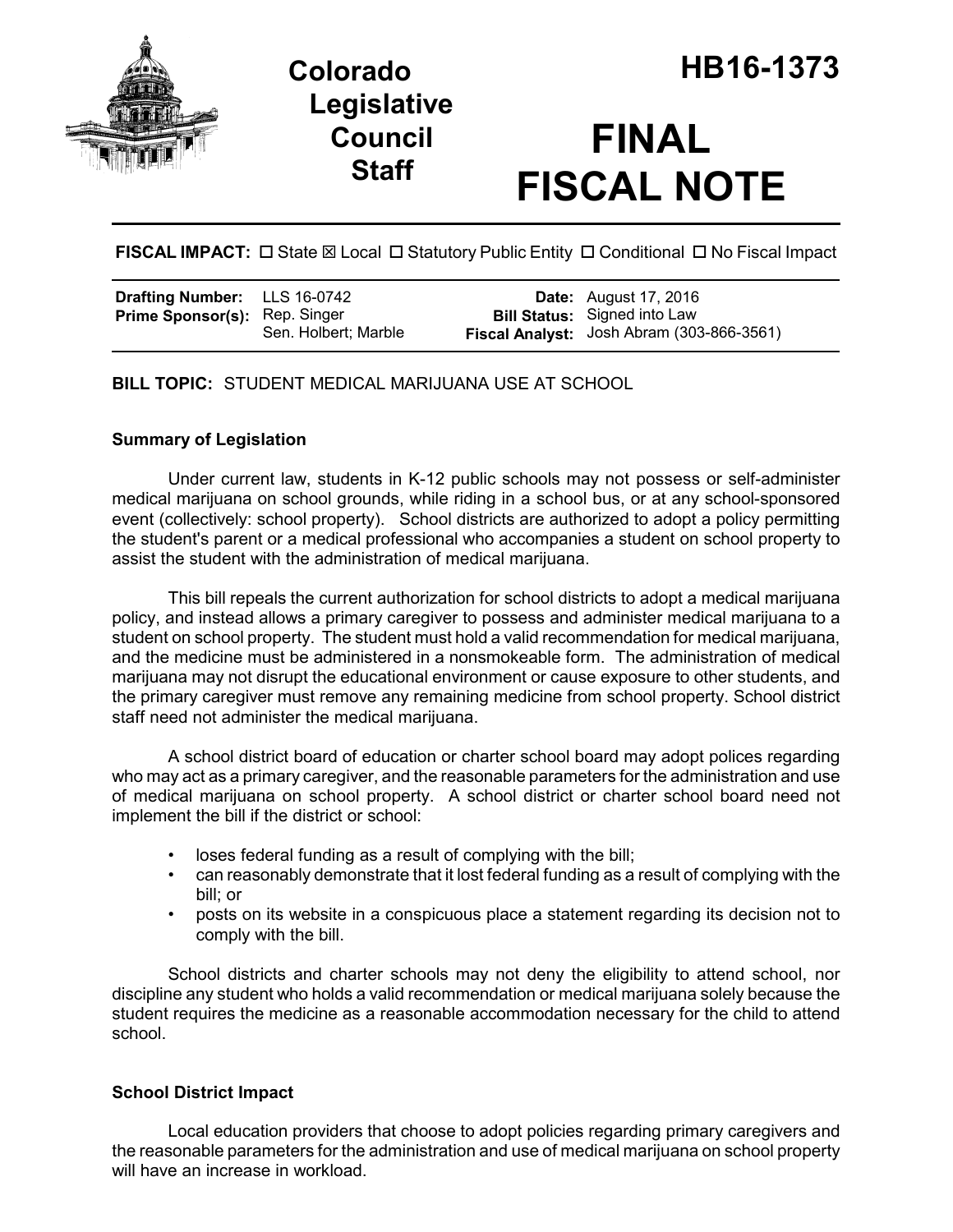# Colorado Legislative Council Staff

# HB16-1373

# FINAL FISCAL NOTE

**FISCAL IMPACT:** ☐ State ☒ Local ☐ Statutory Public Entity ☐ Conditional ☐ No Fiscal Impact

| | | | |
|---|---|---|---|
| **Drafting Number:** | LLS 16-0742 | **Date:** | August 17, 2016 |
| **Prime Sponsor(s):** | Rep. Singer<br>Sen. Holbert; Marble | **Bill Status:** | Signed into Law |
| | | **Fiscal Analyst:** | Josh Abram (303-866-3561) |

**BILL TOPIC:** STUDENT MEDICAL MARIJUANA USE AT SCHOOL

### Summary of Legislation

Under current law, students in K-12 public schools may not possess or self-administer medical marijuana on school grounds, while riding in a school bus, or at any school-sponsored event (collectively: school property). School districts are authorized to adopt a policy permitting the student's parent or a medical professional who accompanies a student on school property to assist the student with the administration of medical marijuana.

This bill repeals the current authorization for school districts to adopt a medical marijuana policy, and instead allows a primary caregiver to possess and administer medical marijuana to a student on school property. The student must hold a valid recommendation for medical marijuana, and the medicine must be administered in a nonsmokeable form. The administration of medical marijuana may not disrupt the educational environment or cause exposure to other students, and the primary caregiver must remove any remaining medicine from school property. School district staff need not administer the medical marijuana.

A school district board of education or charter school board may adopt polices regarding who may act as a primary caregiver, and the reasonable parameters for the administration and use of medical marijuana on school property. A school district or charter school board need not implement the bill if the district or school:

- loses federal funding as a result of complying with the bill;
- can reasonably demonstrate that it lost federal funding as a result of complying with the bill; or
- posts on its website in a conspicuous place a statement regarding its decision not to comply with the bill.

School districts and charter schools may not deny the eligibility to attend school, nor discipline any student who holds a valid recommendation or medical marijuana solely because the student requires the medicine as a reasonable accommodation necessary for the child to attend school.

### School District Impact

Local education providers that choose to adopt policies regarding primary caregivers and the reasonable parameters for the administration and use of medical marijuana on school property will have an increase in workload.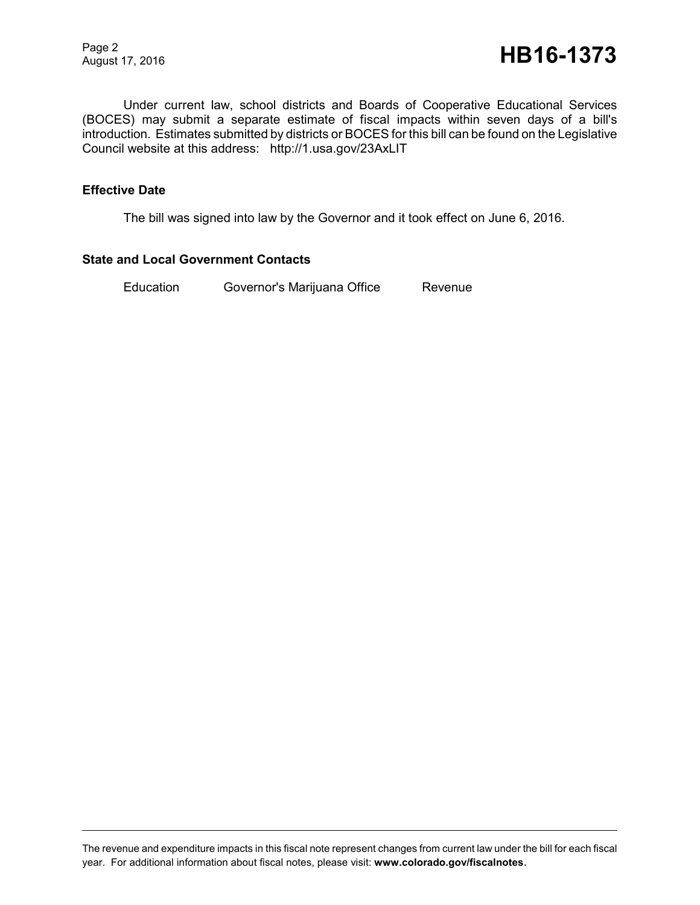Under current law, school districts and Boards of Cooperative Educational Services (BOCES) may submit a separate estimate of fiscal impacts within seven days of a bill's introduction. Estimates submitted by districts or BOCES for this bill can be found on the Legislative Council website at this address: http://1.usa.gov/23AxLIT

### Effective Date

The bill was signed into law by the Governor and it took effect on June 6, 2016.

### State and Local Government Contacts

Education    Governor's Marijuana Office    Revenue

The revenue and expenditure impacts in this fiscal note represent changes from current law under the bill for each fiscal year. For additional information about fiscal notes, please visit: **www.colorado.gov/fiscalnotes.**